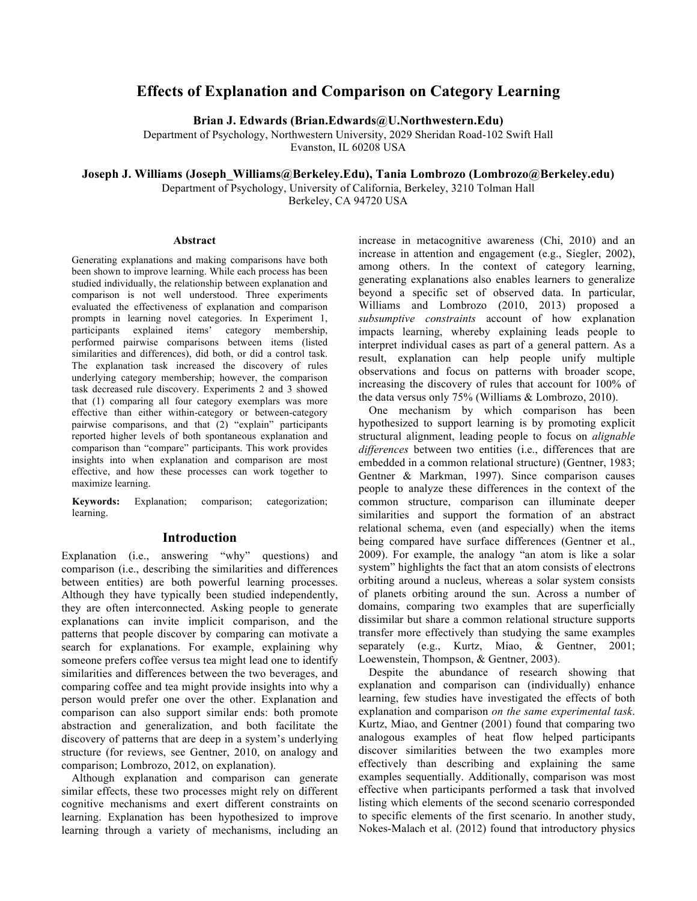# Effects of Explanation and Comparison on Category Learning

**Brian J. Edwards (Brian.Edwards@U.Northwestern.Edu)**
Department of Psychology, Northwestern University, 2029 Sheridan Road-102 Swift Hall
Evanston, IL 60208 USA

**Joseph J. Williams (Joseph_Williams@Berkeley.Edu), Tania Lombrozo (Lombrozo@Berkeley.edu)**
Department of Psychology, University of California, Berkeley, 3210 Tolman Hall
Berkeley, CA 94720 USA

## Abstract

Generating explanations and making comparisons have both been shown to improve learning. While each process has been studied individually, the relationship between explanation and comparison is not well understood. Three experiments evaluated the effectiveness of explanation and comparison prompts in learning novel categories. In Experiment 1, participants explained items' category membership, performed pairwise comparisons between items (listed similarities and differences), did both, or did a control task. The explanation task increased the discovery of rules underlying category membership; however, the comparison task decreased rule discovery. Experiments 2 and 3 showed that (1) comparing all four category exemplars was more effective than either within-category or between-category pairwise comparisons, and that (2) "explain" participants reported higher levels of both spontaneous explanation and comparison than "compare" participants. This work provides insights into when explanation and comparison are most effective, and how these processes can work together to maximize learning.

**Keywords:** Explanation; comparison; categorization; learning.

## Introduction

Explanation (i.e., answering "why" questions) and comparison (i.e., describing the similarities and differences between entities) are both powerful learning processes. Although they have typically been studied independently, they are often interconnected. Asking people to generate explanations can invite implicit comparison, and the patterns that people discover by comparing can motivate a search for explanations. For example, explaining why someone prefers coffee versus tea might lead one to identify similarities and differences between the two beverages, and comparing coffee and tea might provide insights into why a person would prefer one over the other. Explanation and comparison can also support similar ends: both promote abstraction and generalization, and both facilitate the discovery of patterns that are deep in a system's underlying structure (for reviews, see Gentner, 2010, on analogy and comparison; Lombrozo, 2012, on explanation).

Although explanation and comparison can generate similar effects, these two processes might rely on different cognitive mechanisms and exert different constraints on learning. Explanation has been hypothesized to improve learning through a variety of mechanisms, including an increase in metacognitive awareness (Chi, 2010) and an increase in attention and engagement (e.g., Siegler, 2002), among others. In the context of category learning, generating explanations also enables learners to generalize beyond a specific set of observed data. In particular, Williams and Lombrozo (2010, 2013) proposed a *subsumptive constraints* account of how explanation impacts learning, whereby explaining leads people to interpret individual cases as part of a general pattern. As a result, explanation can help people unify multiple observations and focus on patterns with broader scope, increasing the discovery of rules that account for 100% of the data versus only 75% (Williams & Lombrozo, 2010).

One mechanism by which comparison has been hypothesized to support learning is by promoting explicit structural alignment, leading people to focus on *alignable differences* between two entities (i.e., differences that are embedded in a common relational structure) (Gentner, 1983; Gentner & Markman, 1997). Since comparison causes people to analyze these differences in the context of the common structure, comparison can illuminate deeper similarities and support the formation of an abstract relational schema, even (and especially) when the items being compared have surface differences (Gentner et al., 2009). For example, the analogy "an atom is like a solar system" highlights the fact that an atom consists of electrons orbiting around a nucleus, whereas a solar system consists of planets orbiting around the sun. Across a number of domains, comparing two examples that are superficially dissimilar but share a common relational structure supports transfer more effectively than studying the same examples separately (e.g., Kurtz, Miao, & Gentner, 2001; Loewenstein, Thompson, & Gentner, 2003).

Despite the abundance of research showing that explanation and comparison can (individually) enhance learning, few studies have investigated the effects of both explanation and comparison *on the same experimental task*. Kurtz, Miao, and Gentner (2001) found that comparing two analogous examples of heat flow helped participants discover similarities between the two examples more effectively than describing and explaining the same examples sequentially. Additionally, comparison was most effective when participants performed a task that involved listing which elements of the second scenario corresponded to specific elements of the first scenario. In another study, Nokes-Malach et al. (2012) found that introductory physics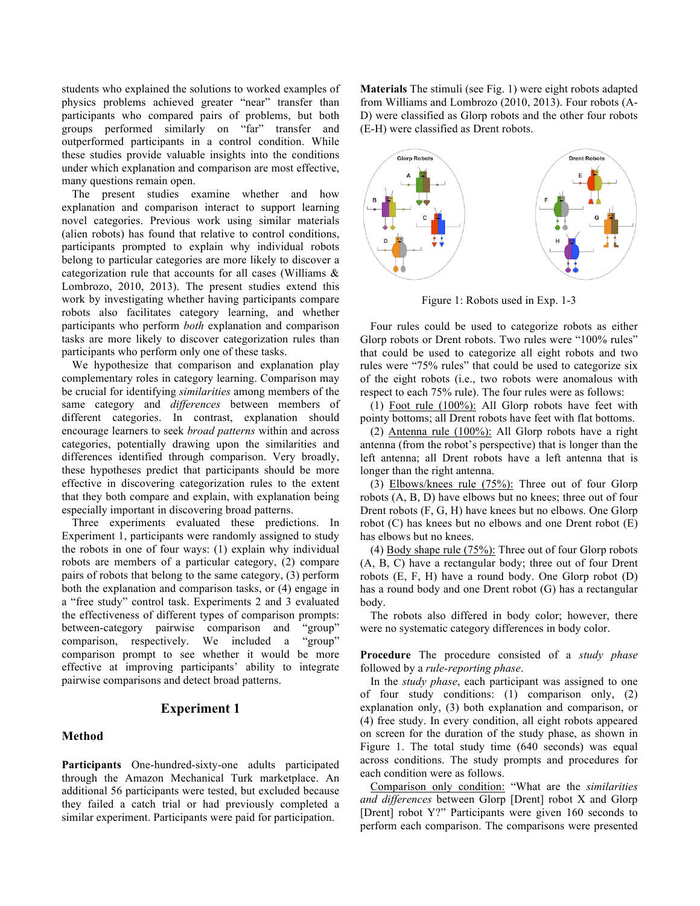students who explained the solutions to worked examples of physics problems achieved greater "near" transfer than participants who compared pairs of problems, but both groups performed similarly on "far" transfer and outperformed participants in a control condition. While these studies provide valuable insights into the conditions under which explanation and comparison are most effective, many questions remain open.

The present studies examine whether and how explanation and comparison interact to support learning novel categories. Previous work using similar materials (alien robots) has found that relative to control conditions, participants prompted to explain why individual robots belong to particular categories are more likely to discover a categorization rule that accounts for all cases (Williams & Lombrozo, 2010, 2013). The present studies extend this work by investigating whether having participants compare robots also facilitates category learning, and whether participants who perform *both* explanation and comparison tasks are more likely to discover categorization rules than participants who perform only one of these tasks.

We hypothesize that comparison and explanation play complementary roles in category learning. Comparison may be crucial for identifying *similarities* among members of the same category and *differences* between members of different categories. In contrast, explanation should encourage learners to seek *broad patterns* within and across categories, potentially drawing upon the similarities and differences identified through comparison. Very broadly, these hypotheses predict that participants should be more effective in discovering categorization rules to the extent that they both compare and explain, with explanation being especially important in discovering broad patterns.

Three experiments evaluated these predictions. In Experiment 1, participants were randomly assigned to study the robots in one of four ways: (1) explain why individual robots are members of a particular category, (2) compare pairs of robots that belong to the same category, (3) perform both the explanation and comparison tasks, or (4) engage in a "free study" control task. Experiments 2 and 3 evaluated the effectiveness of different types of comparison prompts: between-category pairwise comparison and "group" comparison, respectively. We included a "group" comparison prompt to see whether it would be more effective at improving participants' ability to integrate pairwise comparisons and detect broad patterns.

## Experiment 1

### Method

**Participants** One-hundred-sixty-one adults participated through the Amazon Mechanical Turk marketplace. An additional 56 participants were tested, but excluded because they failed a catch trial or had previously completed a similar experiment. Participants were paid for participation.

**Materials** The stimuli (see Fig. 1) were eight robots adapted from Williams and Lombrozo (2010, 2013). Four robots (A-D) were classified as Glorp robots and the other four robots (E-H) were classified as Drent robots.

Figure 1: Robots used in Exp. 1-3

Four rules could be used to categorize robots as either Glorp robots or Drent robots. Two rules were "100% rules" that could be used to categorize all eight robots and two rules were "75% rules" that could be used to categorize six of the eight robots (i.e., two robots were anomalous with respect to each 75% rule). The four rules were as follows:

(1) Foot rule (100%): All Glorp robots have feet with pointy bottoms; all Drent robots have feet with flat bottoms.

(2) Antenna rule (100%): All Glorp robots have a right antenna (from the robot's perspective) that is longer than the left antenna; all Drent robots have a left antenna that is longer than the right antenna.

(3) Elbows/knees rule (75%): Three out of four Glorp robots (A, B, D) have elbows but no knees; three out of four Drent robots (F, G, H) have knees but no elbows. One Glorp robot (C) has knees but no elbows and one Drent robot (E) has elbows but no knees.

(4) Body shape rule (75%): Three out of four Glorp robots (A, B, C) have a rectangular body; three out of four Drent robots (E, F, H) have a round body. One Glorp robot (D) has a round body and one Drent robot (G) has a rectangular body.

The robots also differed in body color; however, there were no systematic category differences in body color.

**Procedure** The procedure consisted of a *study phase* followed by a *rule-reporting phase*.

In the *study phase*, each participant was assigned to one of four study conditions: (1) comparison only, (2) explanation only, (3) both explanation and comparison, or (4) free study. In every condition, all eight robots appeared on screen for the duration of the study phase, as shown in Figure 1. The total study time (640 seconds) was equal across conditions. The study prompts and procedures for each condition were as follows.

Comparison only condition: "What are the *similarities and differences* between Glorp [Drent] robot X and Glorp [Drent] robot Y?" Participants were given 160 seconds to perform each comparison. The comparisons were presented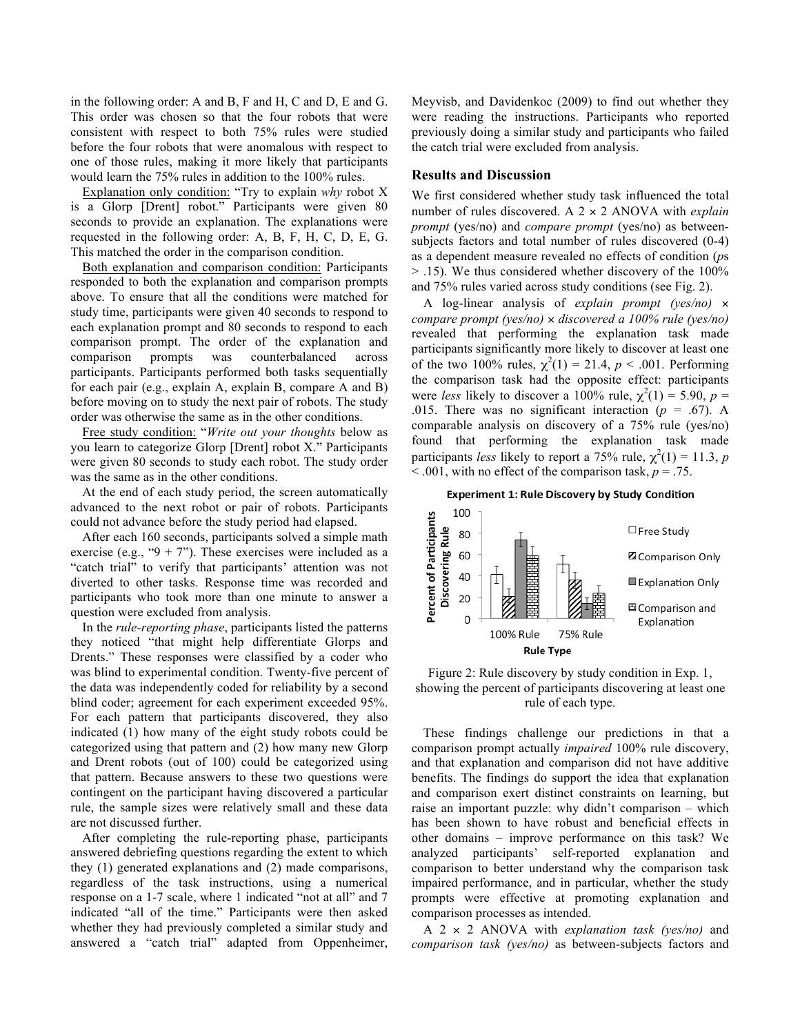in the following order: A and B, F and H, C and D, E and G. This order was chosen so that the four robots that were consistent with respect to both 75% rules were studied before the four robots that were anomalous with respect to one of those rules, making it more likely that participants would learn the 75% rules in addition to the 100% rules.

Explanation only condition: "Try to explain *why* robot X is a Glorp [Drent] robot." Participants were given 80 seconds to provide an explanation. The explanations were requested in the following order: A, B, F, H, C, D, E, G. This matched the order in the comparison condition.

Both explanation and comparison condition: Participants responded to both the explanation and comparison prompts above. To ensure that all the conditions were matched for study time, participants were given 40 seconds to respond to each explanation prompt and 80 seconds to respond to each comparison prompt. The order of the explanation and comparison prompts was counterbalanced across participants. Participants performed both tasks sequentially for each pair (e.g., explain A, explain B, compare A and B) before moving on to study the next pair of robots. The study order was otherwise the same as in the other conditions.

Free study condition: "*Write out your thoughts* below as you learn to categorize Glorp [Drent] robot X." Participants were given 80 seconds to study each robot. The study order was the same as in the other conditions.

At the end of each study period, the screen automatically advanced to the next robot or pair of robots. Participants could not advance before the study period had elapsed.

After each 160 seconds, participants solved a simple math exercise (e.g., "9 + 7"). These exercises were included as a "catch trial" to verify that participants' attention was not diverted to other tasks. Response time was recorded and participants who took more than one minute to answer a question were excluded from analysis.

In the *rule-reporting phase*, participants listed the patterns they noticed "that might help differentiate Glorps and Drents." These responses were classified by a coder who was blind to experimental condition. Twenty-five percent of the data was independently coded for reliability by a second blind coder; agreement for each experiment exceeded 95%. For each pattern that participants discovered, they also indicated (1) how many of the eight study robots could be categorized using that pattern and (2) how many new Glorp and Drent robots (out of 100) could be categorized using that pattern. Because answers to these two questions were contingent on the participant having discovered a particular rule, the sample sizes were relatively small and these data are not discussed further.

After completing the rule-reporting phase, participants answered debriefing questions regarding the extent to which they (1) generated explanations and (2) made comparisons, regardless of the task instructions, using a numerical response on a 1-7 scale, where 1 indicated "not at all" and 7 indicated "all of the time." Participants were then asked whether they had previously completed a similar study and answered a "catch trial" adapted from Oppenheimer, Meyvisb, and Davidenkoc (2009) to find out whether they were reading the instructions. Participants who reported previously doing a similar study and participants who failed the catch trial were excluded from analysis.

## Results and Discussion

We first considered whether study task influenced the total number of rules discovered. A 2 × 2 ANOVA with *explain prompt* (yes/no) and *compare prompt* (yes/no) as between-subjects factors and total number of rules discovered (0-4) as a dependent measure revealed no effects of condition (*p*s > .15). We thus considered whether discovery of the 100% and 75% rules varied across study conditions (see Fig. 2).

A log-linear analysis of *explain prompt (yes/no)* × *compare prompt (yes/no)* × *discovered a 100% rule (yes/no)* revealed that performing the explanation task made participants significantly more likely to discover at least one of the two 100% rules, $\chi^2(1) = 21.4$, $p < .001$. Performing the comparison task had the opposite effect: participants were *less* likely to discover a 100% rule, $\chi^2(1) = 5.90$, $p = .015$. There was no significant interaction ($p = .67$). A comparable analysis on discovery of a 75% rule (yes/no) found that performing the explanation task made participants *less* likely to report a 75% rule, $\chi^2(1) = 11.3$, $p < .001$, with no effect of the comparison task, $p = .75$.

Figure 2: Rule discovery by study condition in Exp. 1, showing the percent of participants discovering at least one rule of each type.

These findings challenge our predictions in that a comparison prompt actually *impaired* 100% rule discovery, and that explanation and comparison did not have additive benefits. The findings do support the idea that explanation and comparison exert distinct constraints on learning, but raise an important puzzle: why didn't comparison – which has been shown to have robust and beneficial effects in other domains – improve performance on this task? We analyzed participants' self-reported explanation and comparison to better understand why the comparison task impaired performance, and in particular, whether the study prompts were effective at promoting explanation and comparison processes as intended.

A 2 × 2 ANOVA with *explanation task (yes/no)* and *comparison task (yes/no)* as between-subjects factors and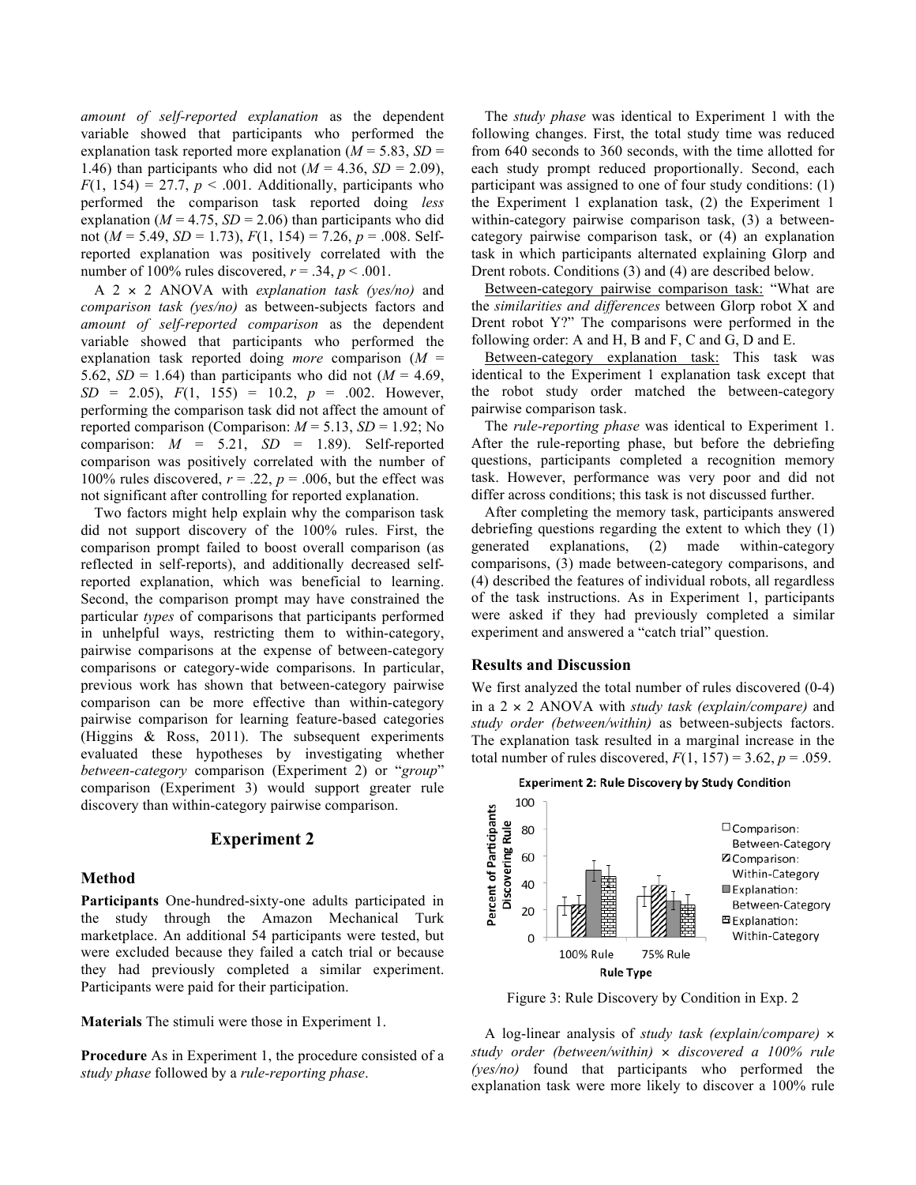*amount of self-reported explanation* as the dependent variable showed that participants who performed the explanation task reported more explanation ($M$ = 5.83, $SD$ = 1.46) than participants who did not ($M$ = 4.36, $SD$ = 2.09), $F(1, 154) = 27.7$, $p < .001$. Additionally, participants who performed the comparison task reported doing *less* explanation ($M$ = 4.75, $SD$ = 2.06) than participants who did not ($M$ = 5.49, $SD$ = 1.73), $F(1, 154) = 7.26$, $p = .008$. Self-reported explanation was positively correlated with the number of 100% rules discovered, $r = .34$, $p < .001$.

A 2 × 2 ANOVA with *explanation task (yes/no)* and *comparison task (yes/no)* as between-subjects factors and *amount of self-reported comparison* as the dependent variable showed that participants who performed the explanation task reported doing *more* comparison ($M$ = 5.62, $SD$ = 1.64) than participants who did not ($M$ = 4.69, $SD$ = 2.05), $F(1, 155) = 10.2$, $p = .002$. However, performing the comparison task did not affect the amount of reported comparison (Comparison: $M$ = 5.13, $SD$ = 1.92; No comparison: $M$ = 5.21, $SD$ = 1.89). Self-reported comparison was positively correlated with the number of 100% rules discovered, $r = .22$, $p = .006$, but the effect was not significant after controlling for reported explanation.

Two factors might help explain why the comparison task did not support discovery of the 100% rules. First, the comparison prompt failed to boost overall comparison (as reflected in self-reports), and additionally decreased self-reported explanation, which was beneficial to learning. Second, the comparison prompt may have constrained the particular *types* of comparisons that participants performed in unhelpful ways, restricting them to within-category, pairwise comparisons at the expense of between-category comparisons or category-wide comparisons. In particular, previous work has shown that between-category pairwise comparison can be more effective than within-category pairwise comparison for learning feature-based categories (Higgins & Ross, 2011). The subsequent experiments evaluated these hypotheses by investigating whether *between-category* comparison (Experiment 2) or "*group*" comparison (Experiment 3) would support greater rule discovery than within-category pairwise comparison.

## Experiment 2

### Method

**Participants** One-hundred-sixty-one adults participated in the study through the Amazon Mechanical Turk marketplace. An additional 54 participants were tested, but were excluded because they failed a catch trial or because they had previously completed a similar experiment. Participants were paid for their participation.

**Materials** The stimuli were those in Experiment 1.

**Procedure** As in Experiment 1, the procedure consisted of a *study phase* followed by a *rule-reporting phase*.

The *study phase* was identical to Experiment 1 with the following changes. First, the total study time was reduced from 640 seconds to 360 seconds, with the time allotted for each study prompt reduced proportionally. Second, each participant was assigned to one of four study conditions: (1) the Experiment 1 explanation task, (2) the Experiment 1 within-category pairwise comparison task, (3) a between-category pairwise comparison task, or (4) an explanation task in which participants alternated explaining Glorp and Drent robots. Conditions (3) and (4) are described below.

Between-category pairwise comparison task: "What are the *similarities and differences* between Glorp robot X and Drent robot Y?" The comparisons were performed in the following order: A and H, B and F, C and G, D and E.

Between-category explanation task: This task was identical to the Experiment 1 explanation task except that the robot study order matched the between-category pairwise comparison task.

The *rule-reporting phase* was identical to Experiment 1. After the rule-reporting phase, but before the debriefing questions, participants completed a recognition memory task. However, performance was very poor and did not differ across conditions; this task is not discussed further.

After completing the memory task, participants answered debriefing questions regarding the extent to which they (1) generated explanations, (2) made within-category comparisons, (3) made between-category comparisons, and (4) described the features of individual robots, all regardless of the task instructions. As in Experiment 1, participants were asked if they had previously completed a similar experiment and answered a "catch trial" question.

### Results and Discussion

We first analyzed the total number of rules discovered (0-4) in a 2 × 2 ANOVA with *study task (explain/compare)* and *study order (between/within)* as between-subjects factors. The explanation task resulted in a marginal increase in the total number of rules discovered, $F(1, 157) = 3.62$, $p = .059$.

Figure 3: Rule Discovery by Condition in Exp. 2

A log-linear analysis of *study task (explain/compare)* × *study order (between/within)* × *discovered a 100% rule (yes/no)* found that participants who performed the explanation task were more likely to discover a 100% rule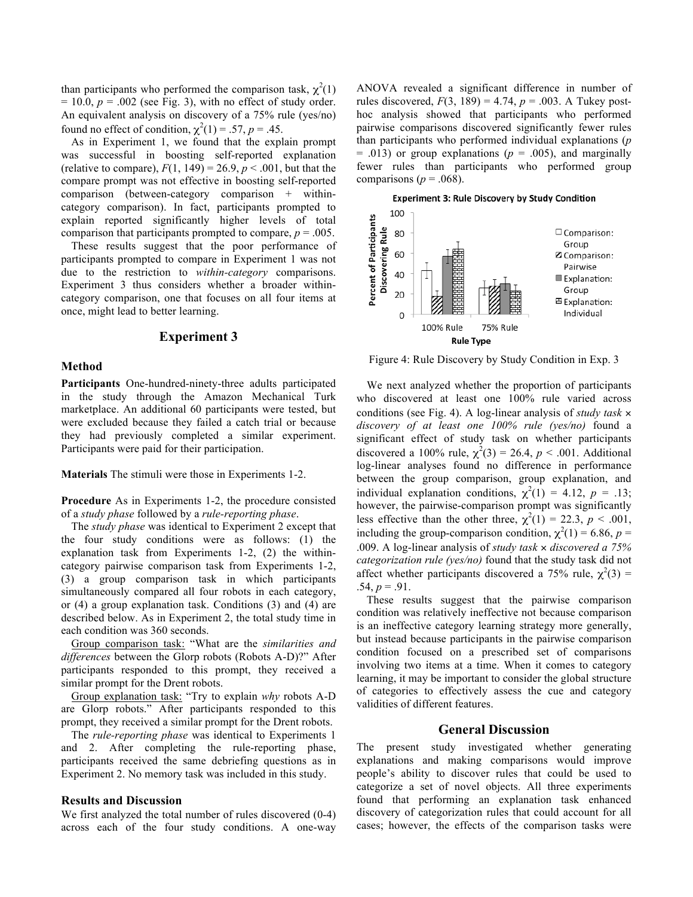than participants who performed the comparison task, $\chi^2(1) = 10.0$, $p = .002$ (see Fig. 3), with no effect of study order. An equivalent analysis on discovery of a 75% rule (yes/no) found no effect of condition, $\chi^2(1) = .57$, $p = .45$.

As in Experiment 1, we found that the explain prompt was successful in boosting self-reported explanation (relative to compare), $F(1, 149) = 26.9$, $p < .001$, but that the compare prompt was not effective in boosting self-reported comparison (between-category comparison + within-category comparison). In fact, participants prompted to explain reported significantly higher levels of total comparison that participants prompted to compare, $p = .005$.

These results suggest that the poor performance of participants prompted to compare in Experiment 1 was not due to the restriction to *within-category* comparisons. Experiment 3 thus considers whether a broader within-category comparison, one that focuses on all four items at once, might lead to better learning.

## Experiment 3

### Method

**Participants** One-hundred-ninety-three adults participated in the study through the Amazon Mechanical Turk marketplace. An additional 60 participants were tested, but were excluded because they failed a catch trial or because they had previously completed a similar experiment. Participants were paid for their participation.

**Materials** The stimuli were those in Experiments 1-2.

**Procedure** As in Experiments 1-2, the procedure consisted of a *study phase* followed by a *rule-reporting phase*.

The *study phase* was identical to Experiment 2 except that the four study conditions were as follows: (1) the explanation task from Experiments 1-2, (2) the within-category pairwise comparison task from Experiments 1-2, (3) a group comparison task in which participants simultaneously compared all four robots in each category, or (4) a group explanation task. Conditions (3) and (4) are described below. As in Experiment 2, the total study time in each condition was 360 seconds.

Group comparison task: "What are the *similarities and differences* between the Glorp robots (Robots A-D)?" After participants responded to this prompt, they received a similar prompt for the Drent robots.

Group explanation task: "Try to explain *why* robots A-D are Glorp robots." After participants responded to this prompt, they received a similar prompt for the Drent robots.

The *rule-reporting phase* was identical to Experiments 1 and 2. After completing the rule-reporting phase, participants received the same debriefing questions as in Experiment 2. No memory task was included in this study.

### Results and Discussion

We first analyzed the total number of rules discovered (0-4) across each of the four study conditions. A one-way ANOVA revealed a significant difference in number of rules discovered, $F(3, 189) = 4.74$, $p = .003$. A Tukey post-hoc analysis showed that participants who performed pairwise comparisons discovered significantly fewer rules than participants who performed individual explanations ($p = .013$) or group explanations ($p = .005$), and marginally fewer rules than participants who performed group comparisons ($p = .068$).

Figure 4: Rule Discovery by Study Condition in Exp. 3

We next analyzed whether the proportion of participants who discovered at least one 100% rule varied across conditions (see Fig. 4). A log-linear analysis of *study task × discovery of at least one 100% rule (yes/no)* found a significant effect of study task on whether participants discovered a 100% rule, $\chi^2(3) = 26.4$, $p < .001$. Additional log-linear analyses found no difference in performance between the group comparison, group explanation, and individual explanation conditions, $\chi^2(1) = 4.12$, $p = .13$; however, the pairwise-comparison prompt was significantly less effective than the other three, $\chi^2(1) = 22.3$, $p < .001$, including the group-comparison condition, $\chi^2(1) = 6.86$, $p = .009$. A log-linear analysis of *study task × discovered a 75% categorization rule (yes/no)* found that the study task did not affect whether participants discovered a 75% rule, $\chi^2(3) = .54$, $p = .91$.

These results suggest that the pairwise comparison condition was relatively ineffective not because comparison is an ineffective category learning strategy more generally, but instead because participants in the pairwise comparison condition focused on a prescribed set of comparisons involving two items at a time. When it comes to category learning, it may be important to consider the global structure of categories to effectively assess the cue and category validities of different features.

## General Discussion

The present study investigated whether generating explanations and making comparisons would improve people's ability to discover rules that could be used to categorize a set of novel objects. All three experiments found that performing an explanation task enhanced discovery of categorization rules that could account for all cases; however, the effects of the comparison tasks were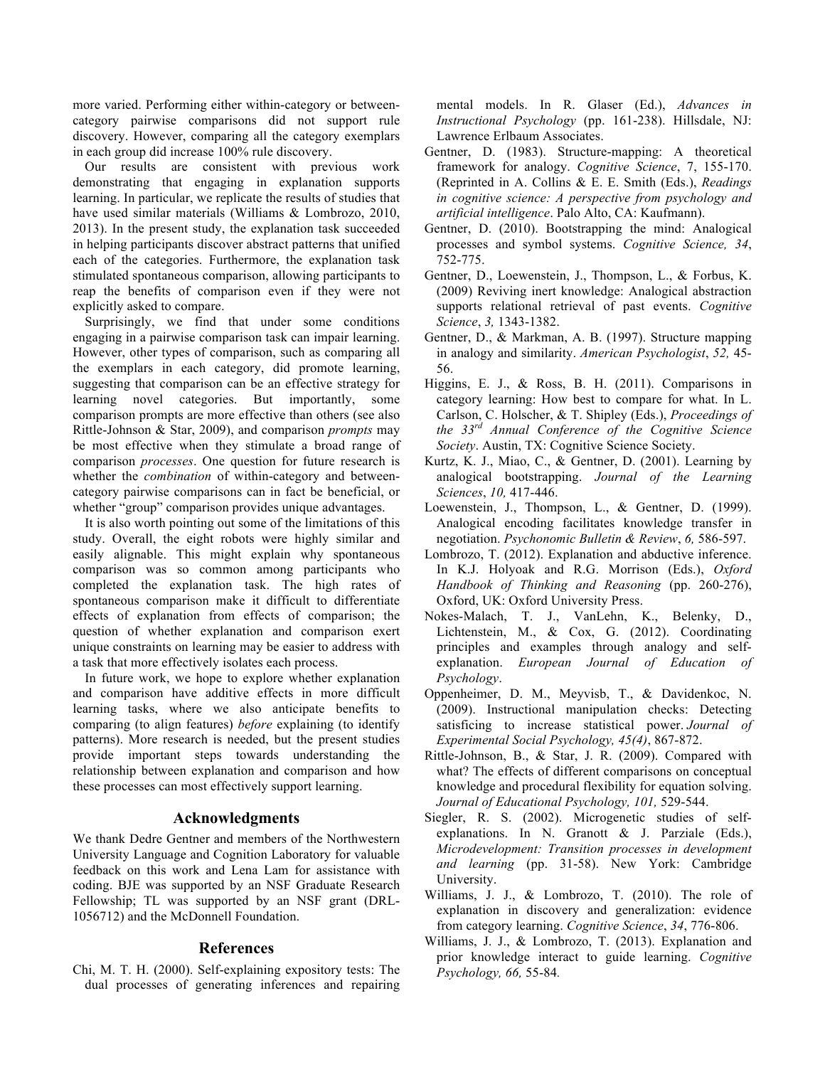more varied. Performing either within-category or between-category pairwise comparisons did not support rule discovery. However, comparing all the category exemplars in each group did increase 100% rule discovery.

Our results are consistent with previous work demonstrating that engaging in explanation supports learning. In particular, we replicate the results of studies that have used similar materials (Williams & Lombrozo, 2010, 2013). In the present study, the explanation task succeeded in helping participants discover abstract patterns that unified each of the categories. Furthermore, the explanation task stimulated spontaneous comparison, allowing participants to reap the benefits of comparison even if they were not explicitly asked to compare.

Surprisingly, we find that under some conditions engaging in a pairwise comparison task can impair learning. However, other types of comparison, such as comparing all the exemplars in each category, did promote learning, suggesting that comparison can be an effective strategy for learning novel categories. But importantly, some comparison prompts are more effective than others (see also Rittle-Johnson & Star, 2009), and comparison *prompts* may be most effective when they stimulate a broad range of comparison *processes*. One question for future research is whether the *combination* of within-category and between-category pairwise comparisons can in fact be beneficial, or whether "group" comparison provides unique advantages.

It is also worth pointing out some of the limitations of this study. Overall, the eight robots were highly similar and easily alignable. This might explain why spontaneous comparison was so common among participants who completed the explanation task. The high rates of spontaneous comparison make it difficult to differentiate effects of explanation from effects of comparison; the question of whether explanation and comparison exert unique constraints on learning may be easier to address with a task that more effectively isolates each process.

In future work, we hope to explore whether explanation and comparison have additive effects in more difficult learning tasks, where we also anticipate benefits to comparing (to align features) *before* explaining (to identify patterns). More research is needed, but the present studies provide important steps towards understanding the relationship between explanation and comparison and how these processes can most effectively support learning.

## Acknowledgments

We thank Dedre Gentner and members of the Northwestern University Language and Cognition Laboratory for valuable feedback on this work and Lena Lam for assistance with coding. BJE was supported by an NSF Graduate Research Fellowship; TL was supported by an NSF grant (DRL-1056712) and the McDonnell Foundation.

## References

Chi, M. T. H. (2000). Self-explaining expository tests: The dual processes of generating inferences and repairing mental models. In R. Glaser (Ed.), *Advances in Instructional Psychology* (pp. 161-238). Hillsdale, NJ: Lawrence Erlbaum Associates.

Gentner, D. (1983). Structure-mapping: A theoretical framework for analogy. *Cognitive Science*, 7, 155-170. (Reprinted in A. Collins & E. E. Smith (Eds.), *Readings in cognitive science: A perspective from psychology and artificial intelligence*. Palo Alto, CA: Kaufmann).

Gentner, D. (2010). Bootstrapping the mind: Analogical processes and symbol systems. *Cognitive Science, 34*, 752-775.

Gentner, D., Loewenstein, J., Thompson, L., & Forbus, K. (2009) Reviving inert knowledge: Analogical abstraction supports relational retrieval of past events. *Cognitive Science*, *3,* 1343-1382.

Gentner, D., & Markman, A. B. (1997). Structure mapping in analogy and similarity. *American Psychologist*, *52,* 45-56.

Higgins, E. J., & Ross, B. H. (2011). Comparisons in category learning: How best to compare for what. In L. Carlson, C. Holscher, & T. Shipley (Eds.), *Proceedings of the 33rd Annual Conference of the Cognitive Science Society*. Austin, TX: Cognitive Science Society.

Kurtz, K. J., Miao, C., & Gentner, D. (2001). Learning by analogical bootstrapping. *Journal of the Learning Sciences*, *10,* 417-446.

Loewenstein, J., Thompson, L., & Gentner, D. (1999). Analogical encoding facilitates knowledge transfer in negotiation. *Psychonomic Bulletin & Review*, *6,* 586-597.

Lombrozo, T. (2012). Explanation and abductive inference. In K.J. Holyoak and R.G. Morrison (Eds.), *Oxford Handbook of Thinking and Reasoning* (pp. 260-276), Oxford, UK: Oxford University Press.

Nokes-Malach, T. J., VanLehn, K., Belenky, D., Lichtenstein, M., & Cox, G. (2012). Coordinating principles and examples through analogy and self-explanation. *European Journal of Education of Psychology*.

Oppenheimer, D. M., Meyvisb, T., & Davidenkoc, N. (2009). Instructional manipulation checks: Detecting satisficing to increase statistical power. *Journal of Experimental Social Psychology, 45(4)*, 867-872.

Rittle-Johnson, B., & Star, J. R. (2009). Compared with what? The effects of different comparisons on conceptual knowledge and procedural flexibility for equation solving. *Journal of Educational Psychology, 101,* 529-544.

Siegler, R. S. (2002). Microgenetic studies of self-explanations. In N. Granott & J. Parziale (Eds.), *Microdevelopment: Transition processes in development and learning* (pp. 31-58). New York: Cambridge University.

Williams, J. J., & Lombrozo, T. (2010). The role of explanation in discovery and generalization: evidence from category learning. *Cognitive Science*, *34*, 776-806.

Williams, J. J., & Lombrozo, T. (2013). Explanation and prior knowledge interact to guide learning. *Cognitive Psychology, 66,* 55-84*.*